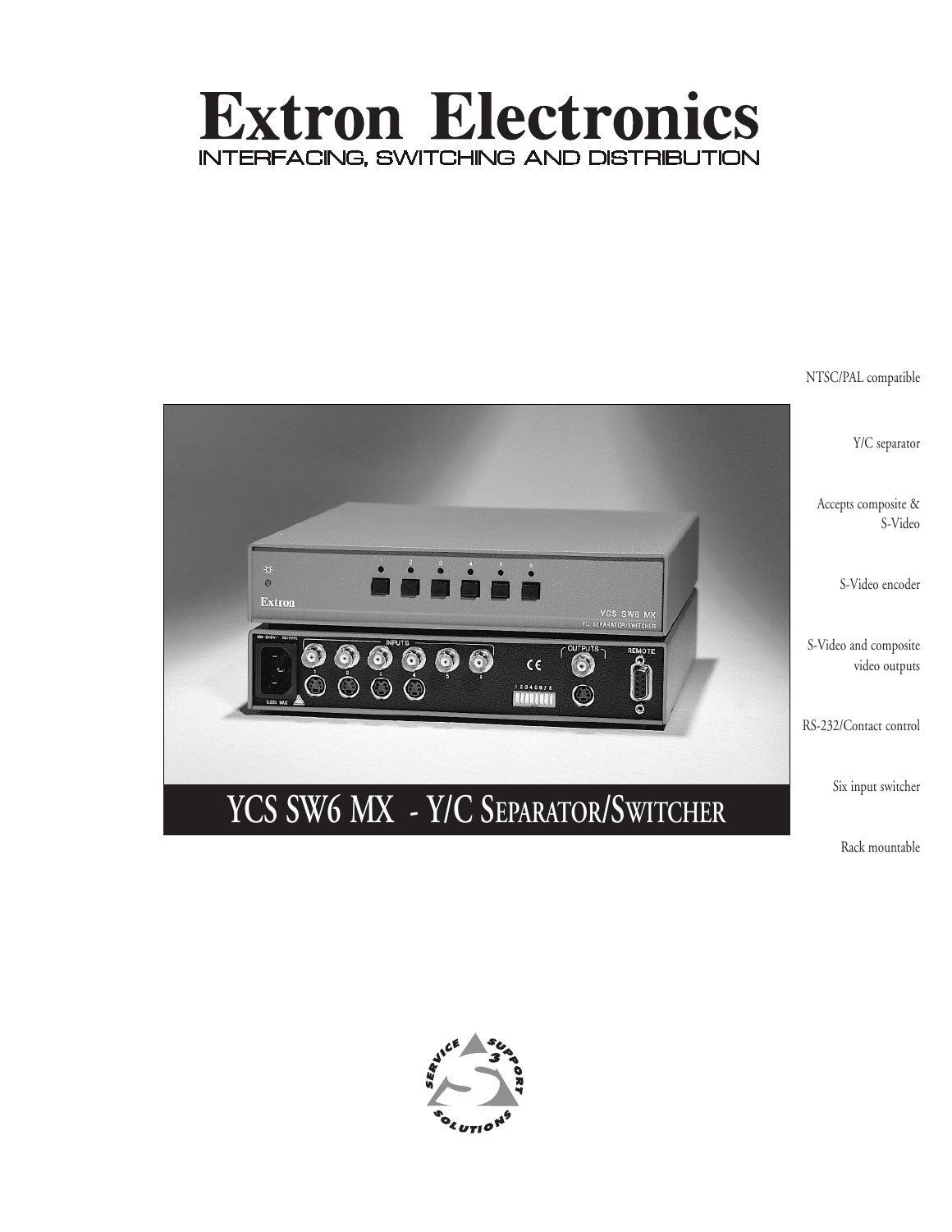# Extron Electronics

INTERFACING, SWITCHING AND DISTRIBUTION

NTSC/PAL compatible

Y/C separator

Accepts composite & S-Video

S-Video encoder

S-Video and composite video outputs

RS-232/Contact control

Six input switcher

Rack mountable

## YCS SW6 MX - Y/C SEPARATOR/SWITCHER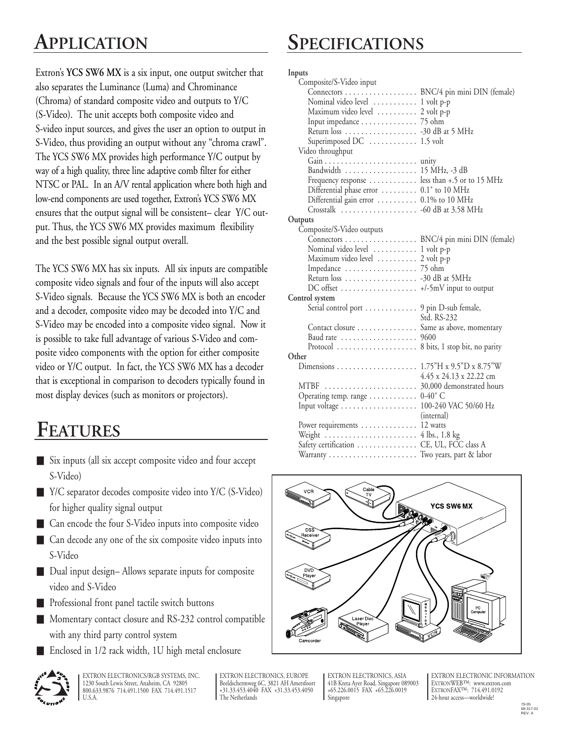# Application

Extron's **YCS SW6 MX** is a six input, one output switcher that also separates the Luminance (Luma) and Chrominance (Chroma) of standard composite video and outputs to Y/C (S-Video). The unit accepts both composite video and S-video input sources, and gives the user an option to output in S-Video, thus providing an output without any "chroma crawl". The YCS SW6 MX provides high performance Y/C output by way of a high quality, three line adaptive comb filter for either NTSC or PAL. In an A/V rental application where both high and low-end components are used together, Extron's YCS SW6 MX ensures that the output signal will be consistent– clear Y/C output. Thus, the YCS SW6 MX provides maximum flexibility and the best possible signal output overall.

The YCS SW6 MX has six inputs. All six inputs are compatible composite video signals and four of the inputs will also accept S-Video signals. Because the YCS SW6 MX is both an encoder and a decoder, composite video may be decoded into Y/C and S-Video may be encoded into a composite video signal. Now it is possible to take full advantage of various S-Video and composite video components with the option for either composite video or Y/C output. In fact, the YCS SW6 MX has a decoder that is exceptional in comparison to decoders typically found in most display devices (such as monitors or projectors).

# Features

- Six inputs (all six accept composite video and four accept S-Video)
- Y/C separator decodes composite video into Y/C (S-Video) for higher quality signal output
- Can encode the four S-Video inputs into composite video
- Can decode any one of the six composite video inputs into S-Video
- Dual input design– Allows separate inputs for composite video and S-Video
- Professional front panel tactile switch buttons
- Momentary contact closure and RS-232 control compatible with any third party control system
- Enclosed in 1/2 rack width, 1U high metal enclosure

# Specifications

**Inputs**

Composite/S-Video input
- Connectors .................. BNC/4 pin mini DIN (female)
- Nominal video level .......... 1 volt p-p
- Maximum video level .......... 2 volt p-p
- Input impedance .............. 75 ohm
- Return loss .................. -30 dB at 5 MHz
- Superimposed DC ............. 1.5 volt

Video throughput
- Gain ........................ unity
- Bandwidth .................. 15 MHz, -3 dB
- Frequency response ........... less than +.5 or to 15 MHz
- Differential phase error ......... 0.1° to 10 MHz
- Differential gain error .......... 0.1% to 10 MHz
- Crosstalk ................... -60 dB at 3.58 MHz

**Outputs**

Composite/S-Video outputs
- Connectors .................. BNC/4 pin mini DIN (female)
- Nominal video level .......... 1 volt p-p
- Maximum video level .......... 2 volt p-p
- Impedance .................. 75 ohm
- Return loss .................. -30 dB at 5MHz
- DC offset ................... +/-5mV input to output

**Control system**
- Serial control port ............. 9 pin D-sub female, Std. RS-232
- Contact closure ............... Same as above, momentary
- Baud rate ................... 9600
- Protocol .................... 8 bits, 1 stop bit, no parity

**Other**
- Dimensions .................... 1.75"H x 9.5"D x 8.75"W; 4.45 x 24.13 x 22.22 cm
- MTBF ....................... 30,000 demonstrated hours
- Operating temp. range ............ 0-40° C
- Input voltage ................... 100-240 VAC 50/60 Hz (internal)
- Power requirements .............. 12 watts
- Weight ....................... 4 lbs., 1.8 kg
- Safety certification ............... CE, UL, FCC class A
- Warranty ...................... Two years, part & labor

VCR
Cable TV
YCS SW6 MX
DSS Receiver
DVD Player
Laser Disc Player
Camcorder
MONITOR
VCR
PC Computer

EXTRON ELECTRONICS/RGB SYSTEMS, INC.
1230 South Lewis Street, Anaheim, CA 92805
800.633.9876 714.491.1500 FAX 714.491.1517
U.S.A.

EXTRON ELECTRONICS, EUROPE
Beeldschermweg 6C, 3821 AH Amersfoort
+31.33.453.4040 FAX +31.33.453.4050
The Netherlands

EXTRON ELECTRONICS, ASIA
41B Kreta Ayer Road, Singapore 089003
+65.226.0015 FAX +65.226.0019
Singapore

EXTRON ELECTRONIC INFORMATION
EXTRONWEB™: www.extron.com
EXTRONFAX™: 714.491.0192
24-hour access—worldwide!

79-05
68-317-01
REV. A